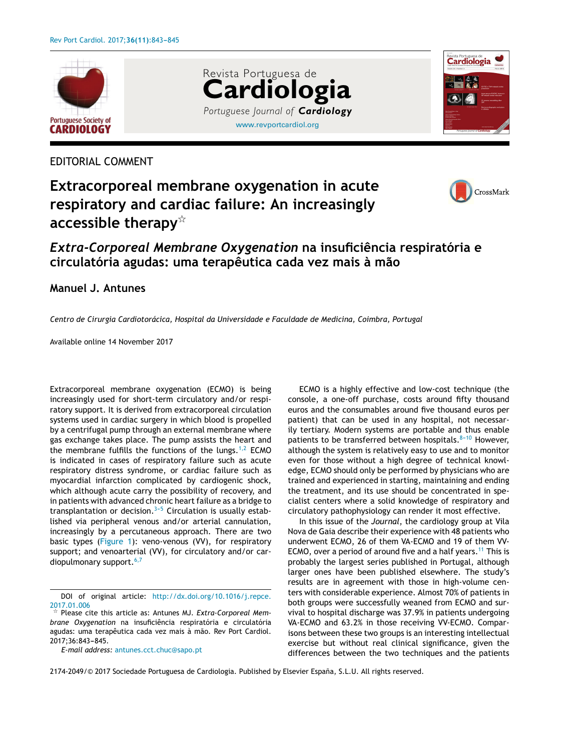EDITORIAL COMMENT

# Extracorporeal membrane oxygenation in acute respiratory and cardiac failure: An increasingly accessible therapy☆

## *Extra-Corporeal Membrane Oxygenation* na insuficiência respiratória e circulatória agudas: uma terapêutica cada vez mais à mão

**Manuel J. Antunes**

*Centro de Cirurgia Cardiotorácica, Hospital da Universidade e Faculdade de Medicina, Coimbra, Portugal*

Available online 14 November 2017

Extracorporeal membrane oxygenation (ECMO) is being increasingly used for short-term circulatory and/or respiratory support. It is derived from extracorporeal circulation systems used in cardiac surgery in which blood is propelled by a centrifugal pump through an external membrane where gas exchange takes place. The pump assists the heart and the membrane fulfills the functions of the lungs.[1,2] ECMO is indicated in cases of respiratory failure such as acute respiratory distress syndrome, or cardiac failure such as myocardial infarction complicated by cardiogenic shock, which although acute carry the possibility of recovery, and in patients with advanced chronic heart failure as a bridge to transplantation or decision.[3–5] Circulation is usually established via peripheral venous and/or arterial cannulation, increasingly by a percutaneous approach. There are two basic types (Figure 1): veno-venous (VV), for respiratory support; and venoarterial (VV), for circulatory and/or cardiopulmonary support.[6,7]

ECMO is a highly effective and low-cost technique (the console, a one-off purchase, costs around fifty thousand euros and the consumables around five thousand euros per patient) that can be used in any hospital, not necessarily tertiary. Modern systems are portable and thus enable patients to be transferred between hospitals.[8–10] However, although the system is relatively easy to use and to monitor even for those without a high degree of technical knowledge, ECMO should only be performed by physicians who are trained and experienced in starting, maintaining and ending the treatment, and its use should be concentrated in specialist centers where a solid knowledge of respiratory and circulatory pathophysiology can render it most effective.

In this issue of the *Journal*, the cardiology group at Vila Nova de Gaia describe their experience with 48 patients who underwent ECMO, 26 of them VA-ECMO and 19 of them VV-ECMO, over a period of around five and a half years.[11] This is probably the largest series published in Portugal, although larger ones have been published elsewhere. The study's results are in agreement with those in high-volume centers with considerable experience. Almost 70% of patients in both groups were successfully weaned from ECMO and survival to hospital discharge was 37.9% in patients undergoing VA-ECMO and 63.2% in those receiving VV-ECMO. Comparisons between these two groups is an interesting intellectual exercise but without real clinical significance, given the differences between the two techniques and the patients

---

DOI of original article: http://dx.doi.org/10.1016/j.repce.2017.01.006

☆ Please cite this article as: Antunes MJ. *Extra-Corporeal Membrane Oxygenation* na insuficiência respiratória e circulatória agudas: uma terapêutica cada vez mais à mão. Rev Port Cardiol. 2017;36:843–845.

*E-mail address:* antunes.cct.chuc@sapo.pt

2174-2049/© 2017 Sociedade Portuguesa de Cardiologia. Published by Elsevier España, S.L.U. All rights reserved.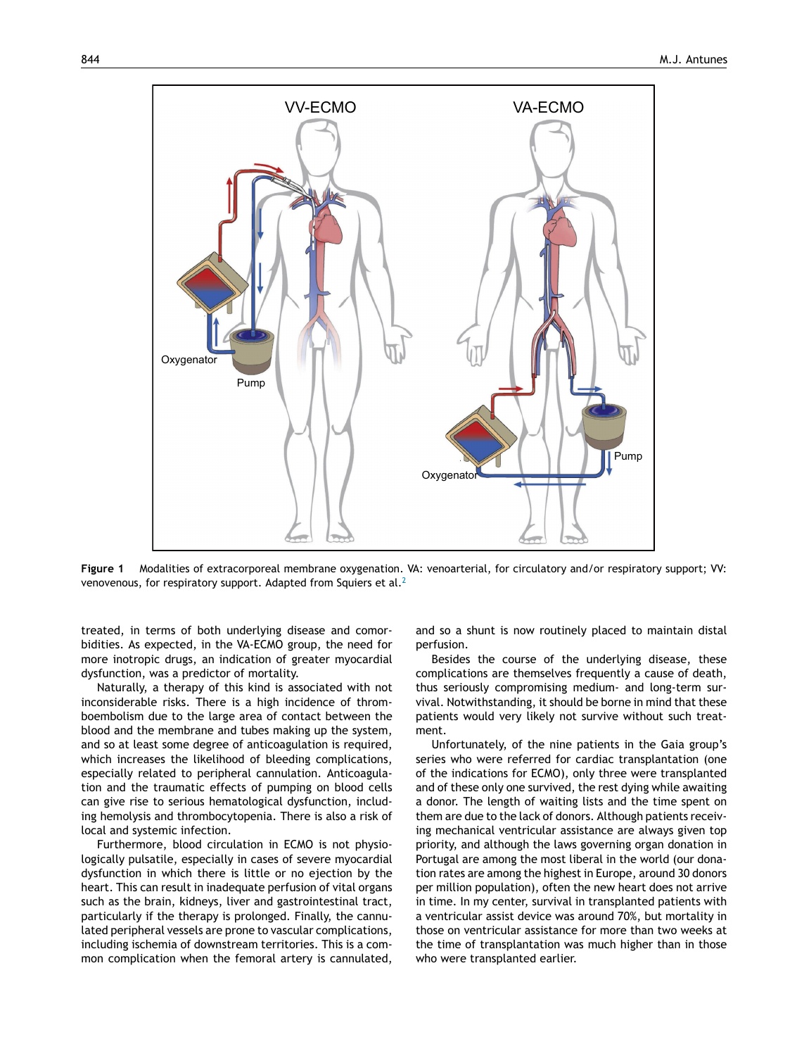VV-ECMO

VA-ECMO

Oxygenator

Pump

Oxygenator

Pump

**Figure 1** Modalities of extracorporeal membrane oxygenation. VA: venoarterial, for circulatory and/or respiratory support; VV: venovenous, for respiratory support. Adapted from Squiers et al.[2]

treated, in terms of both underlying disease and comorbidities. As expected, in the VA-ECMO group, the need for more inotropic drugs, an indication of greater myocardial dysfunction, was a predictor of mortality.

Naturally, a therapy of this kind is associated with not inconsiderable risks. There is a high incidence of thromboembolism due to the large area of contact between the blood and the membrane and tubes making up the system, and so at least some degree of anticoagulation is required, which increases the likelihood of bleeding complications, especially related to peripheral cannulation. Anticoagulation and the traumatic effects of pumping on blood cells can give rise to serious hematological dysfunction, including hemolysis and thrombocytopenia. There is also a risk of local and systemic infection.

Furthermore, blood circulation in ECMO is not physiologically pulsatile, especially in cases of severe myocardial dysfunction in which there is little or no ejection by the heart. This can result in inadequate perfusion of vital organs such as the brain, kidneys, liver and gastrointestinal tract, particularly if the therapy is prolonged. Finally, the cannulated peripheral vessels are prone to vascular complications, including ischemia of downstream territories. This is a common complication when the femoral artery is cannulated, and so a shunt is now routinely placed to maintain distal perfusion.

Besides the course of the underlying disease, these complications are themselves frequently a cause of death, thus seriously compromising medium- and long-term survival. Notwithstanding, it should be borne in mind that these patients would very likely not survive without such treatment.

Unfortunately, of the nine patients in the Gaia group's series who were referred for cardiac transplantation (one of the indications for ECMO), only three were transplanted and of these only one survived, the rest dying while awaiting a donor. The length of waiting lists and the time spent on them are due to the lack of donors. Although patients receiving mechanical ventricular assistance are always given top priority, and although the laws governing organ donation in Portugal are among the most liberal in the world (our donation rates are among the highest in Europe, around 30 donors per million population), often the new heart does not arrive in time. In my center, survival in transplanted patients with a ventricular assist device was around 70%, but mortality in those on ventricular assistance for more than two weeks at the time of transplantation was much higher than in those who were transplanted earlier.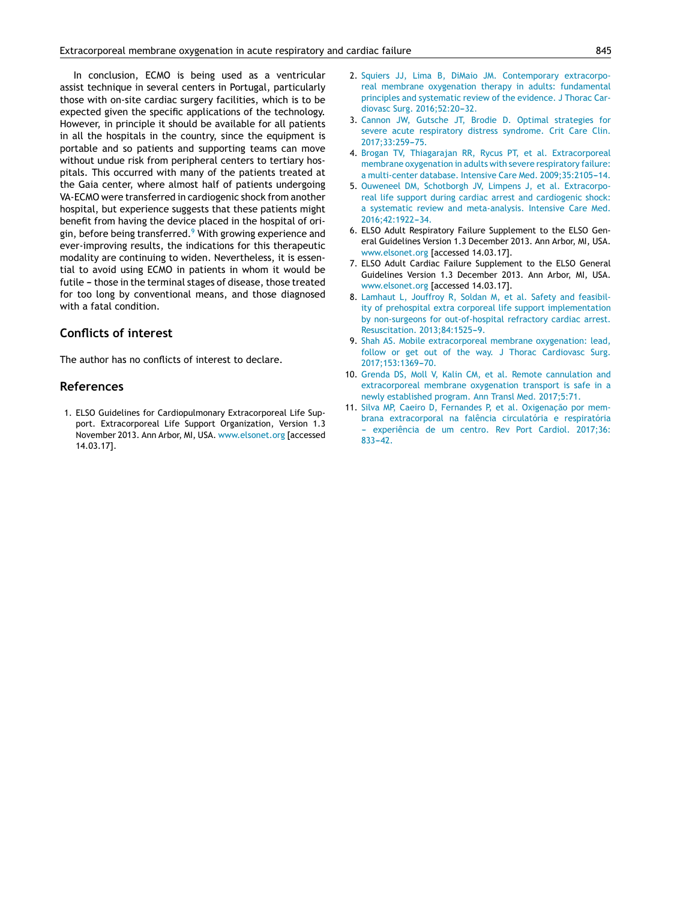In conclusion, ECMO is being used as a ventricular assist technique in several centers in Portugal, particularly those with on-site cardiac surgery facilities, which is to be expected given the specific applications of the technology. However, in principle it should be available for all patients in all the hospitals in the country, since the equipment is portable and so patients and supporting teams can move without undue risk from peripheral centers to tertiary hospitals. This occurred with many of the patients treated at the Gaia center, where almost half of patients undergoing VA-ECMO were transferred in cardiogenic shock from another hospital, but experience suggests that these patients might benefit from having the device placed in the hospital of origin, before being transferred.[9] With growing experience and ever-improving results, the indications for this therapeutic modality are continuing to widen. Nevertheless, it is essential to avoid using ECMO in patients in whom it would be futile – those in the terminal stages of disease, those treated for too long by conventional means, and those diagnosed with a fatal condition.

## Conflicts of interest

The author has no conflicts of interest to declare.

## References

1. ELSO Guidelines for Cardiopulmonary Extracorporeal Life Support. Extracorporeal Life Support Organization, Version 1.3 November 2013. Ann Arbor, MI, USA. www.elsonet.org [accessed 14.03.17].
2. Squiers JJ, Lima B, DiMaio JM. Contemporary extracorporeal membrane oxygenation therapy in adults: fundamental principles and systematic review of the evidence. J Thorac Cardiovasc Surg. 2016;52:20–32.
3. Cannon JW, Gutsche JT, Brodie D. Optimal strategies for severe acute respiratory distress syndrome. Crit Care Clin. 2017;33:259–75.
4. Brogan TV, Thiagarajan RR, Rycus PT, et al. Extracorporeal membrane oxygenation in adults with severe respiratory failure: a multi-center database. Intensive Care Med. 2009;35:2105–14.
5. Ouweneel DM, Schotborgh JV, Limpens J, et al. Extracorporeal life support during cardiac arrest and cardiogenic shock: a systematic review and meta-analysis. Intensive Care Med. 2016;42:1922–34.
6. ELSO Adult Respiratory Failure Supplement to the ELSO General Guidelines Version 1.3 December 2013. Ann Arbor, MI, USA. www.elsonet.org [accessed 14.03.17].
7. ELSO Adult Cardiac Failure Supplement to the ELSO General Guidelines Version 1.3 December 2013. Ann Arbor, MI, USA. www.elsonet.org [accessed 14.03.17].
8. Lamhaut L, Jouffroy R, Soldan M, et al. Safety and feasibility of prehospital extra corporeal life support implementation by non-surgeons for out-of-hospital refractory cardiac arrest. Resuscitation. 2013;84:1525–9.
9. Shah AS. Mobile extracorporeal membrane oxygenation: lead, follow or get out of the way. J Thorac Cardiovasc Surg. 2017;153:1369–70.
10. Grenda DS, Moll V, Kalin CM, et al. Remote cannulation and extracorporeal membrane oxygenation transport is safe in a newly established program. Ann Transl Med. 2017;5:71.
11. Silva MP, Caeiro D, Fernandes P, et al. Oxigenação por membrana extracorporal na falência circulatória e respiratória – experiência de um centro. Rev Port Cardiol. 2017;36:833–42.